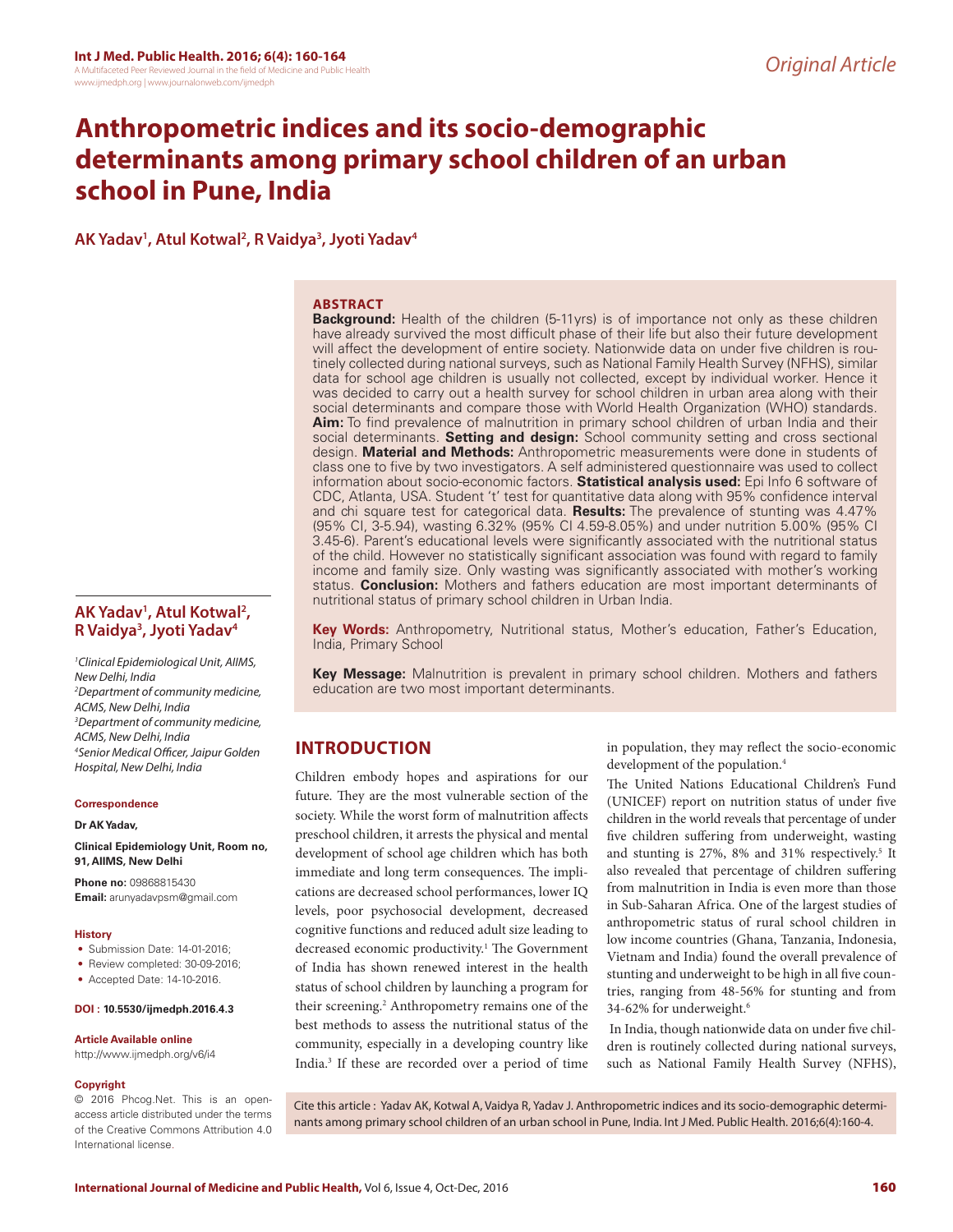Original Article

# Anthropometric indices and its socio-demographic determinants among primary school children of an urban school in Pune, India

**AK Yadav[1], Atul Kotwal[2], R Vaidya[3], Jyoti Yadav[4]**

## ABSTRACT

**Background:** Health of the children (5-11yrs) is of importance not only as these children have already survived the most difficult phase of their life but also their future development will affect the development of entire society. Nationwide data on under five children is routinely collected during national surveys, such as National Family Health Survey (NFHS), similar data for school age children is usually not collected, except by individual worker. Hence it was decided to carry out a health survey for school children in urban area along with their social determinants and compare those with World Health Organization (WHO) standards. **Aim:** To find prevalence of malnutrition in primary school children of urban India and their social determinants. **Setting and design:** School community setting and cross sectional design. **Material and Methods:** Anthropometric measurements were done in students of class one to five by two investigators. A self administered questionnaire was used to collect information about socio-economic factors. **Statistical analysis used:** Epi Info 6 software of CDC, Atlanta, USA. Student 't' test for quantitative data along with 95% confidence interval and chi square test for categorical data. **Results:** The prevalence of stunting was 4.47% (95% CI, 3-5.94), wasting 6.32% (95% CI 4.59-8.05%) and under nutrition 5.00% (95% CI 3.45-6). Parent's educational levels were significantly associated with the nutritional status of the child. However no statistically significant association was found with regard to family income and family size. Only wasting was significantly associated with mother's working status. **Conclusion:** Mothers and fathers education are most important determinants of nutritional status of primary school children in Urban India.

**Key Words:** Anthropometry, Nutritional status, Mother's education, Father's Education, India, Primary School

**Key Message:** Malnutrition is prevalent in primary school children. Mothers and fathers education are two most important determinants.

**AK Yadav[1], Atul Kotwal[2], R Vaidya[3], Jyoti Yadav[4]**

[1]*Clinical Epidemiological Unit, AIIMS, New Delhi, India*
[2]*Department of community medicine, ACMS, New Delhi, India*
[3]*Department of community medicine, ACMS, New Delhi, India*
[4]*Senior Medical Officer, Jaipur Golden Hospital, New Delhi, India*

**Correspondence**

**Dr AK Yadav,**

**Clinical Epidemiology Unit, Room no, 91, AIIMS, New Delhi**

**Phone no:** 09868815430
**Email:** arunyadavpsm@gmail.com

**History**

- Submission Date: 14-01-2016;
- Review completed: 30-09-2016;
- Accepted Date: 14-10-2016.

**DOI : 10.5530/ijmedph.2016.4.3**

**Article Available online**
http://www.ijmedph.org/v6/i4

**Copyright**
© 2016 Phcog.Net. This is an open-access article distributed under the terms of the Creative Commons Attribution 4.0 International license.

## INTRODUCTION

Children embody hopes and aspirations for our future. They are the most vulnerable section of the society. While the worst form of malnutrition affects preschool children, it arrests the physical and mental development of school age children which has both immediate and long term consequences. The implications are decreased school performances, lower IQ levels, poor psychosocial development, decreased cognitive functions and reduced adult size leading to decreased economic productivity.[1] The Government of India has shown renewed interest in the health status of school children by launching a program for their screening.[2] Anthropometry remains one of the best methods to assess the nutritional status of the community, especially in a developing country like India.[3] If these are recorded over a period of time in population, they may reflect the socio-economic development of the population.[4]

The United Nations Educational Children's Fund (UNICEF) report on nutrition status of under five children in the world reveals that percentage of under five children suffering from underweight, wasting and stunting is 27%, 8% and 31% respectively.[5] It also revealed that percentage of children suffering from malnutrition in India is even more than those in Sub-Saharan Africa. One of the largest studies of anthropometric status of rural school children in low income countries (Ghana, Tanzania, Indonesia, Vietnam and India) found the overall prevalence of stunting and underweight to be high in all five countries, ranging from 48-56% for stunting and from 34-62% for underweight.[6]

In India, though nationwide data on under five children is routinely collected during national surveys, such as National Family Health Survey (NFHS),

Cite this article : Yadav AK, Kotwal A, Vaidya R, Yadav J. Anthropometric indices and its socio-demographic determinants among primary school children of an urban school in Pune, India. Int J Med. Public Health. 2016;6(4):160-4.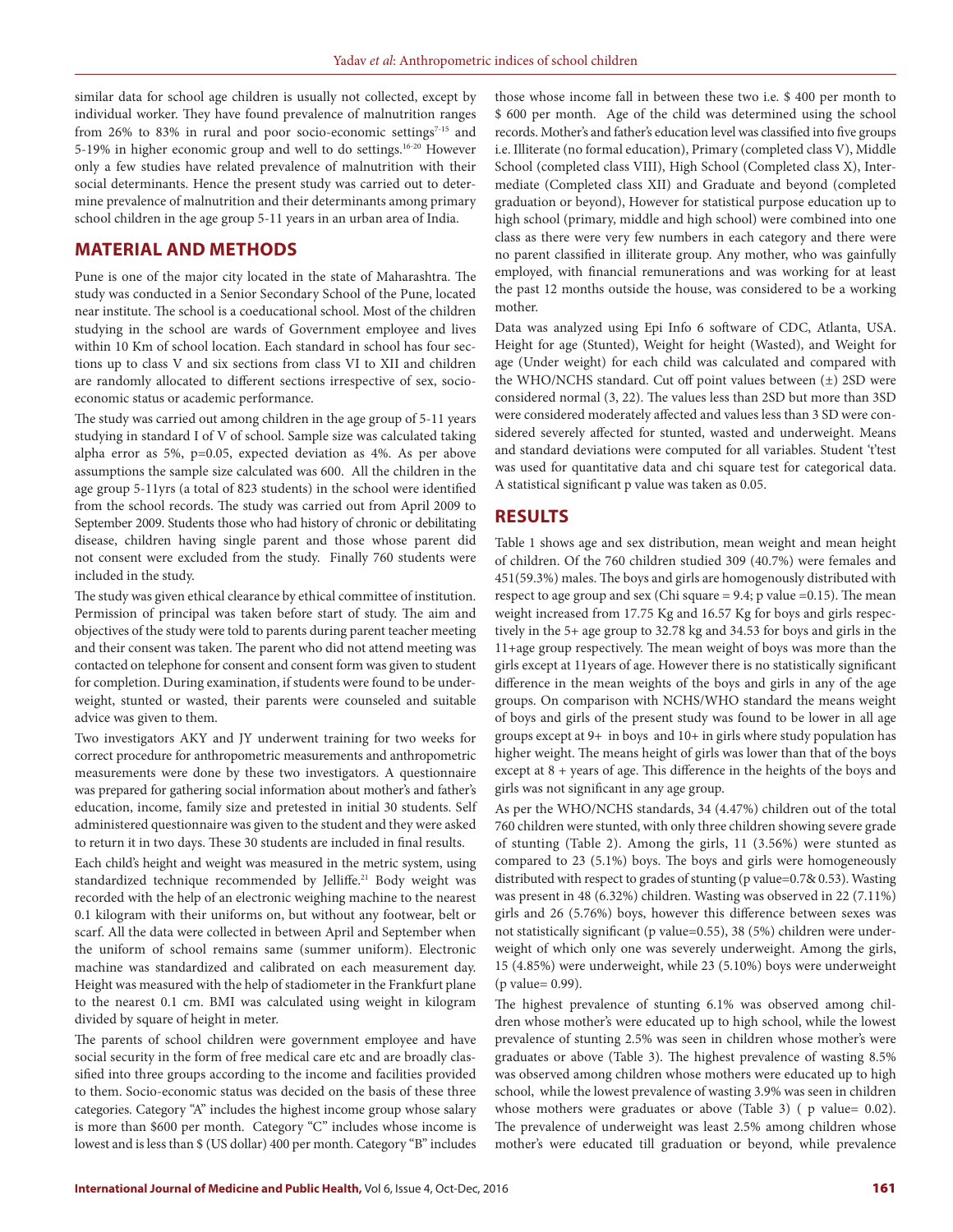similar data for school age children is usually not collected, except by individual worker. They have found prevalence of malnutrition ranges from 26% to 83% in rural and poor socio-economic settings[7-15] and 5-19% in higher economic group and well to do settings.[16-20] However only a few studies have related prevalence of malnutrition with their social determinants. Hence the present study was carried out to determine prevalence of malnutrition and their determinants among primary school children in the age group 5-11 years in an urban area of India.

## MATERIAL AND METHODS

Pune is one of the major city located in the state of Maharashtra. The study was conducted in a Senior Secondary School of the Pune, located near institute. The school is a coeducational school. Most of the children studying in the school are wards of Government employee and lives within 10 Km of school location. Each standard in school has four sections up to class V and six sections from class VI to XII and children are randomly allocated to different sections irrespective of sex, socio-economic status or academic performance.

The study was carried out among children in the age group of 5-11 years studying in standard I of V of school. Sample size was calculated taking alpha error as 5%, p=0.05, expected deviation as 4%. As per above assumptions the sample size calculated was 600. All the children in the age group 5-11yrs (a total of 823 students) in the school were identified from the school records. The study was carried out from April 2009 to September 2009. Students those who had history of chronic or debilitating disease, children having single parent and those whose parent did not consent were excluded from the study. Finally 760 students were included in the study.

The study was given ethical clearance by ethical committee of institution. Permission of principal was taken before start of study. The aim and objectives of the study were told to parents during parent teacher meeting and their consent was taken. The parent who did not attend meeting was contacted on telephone for consent and consent form was given to student for completion. During examination, if students were found to be underweight, stunted or wasted, their parents were counseled and suitable advice was given to them.

Two investigators AKY and JY underwent training for two weeks for correct procedure for anthropometric measurements and anthropometric measurements were done by these two investigators. A questionnaire was prepared for gathering social information about mother's and father's education, income, family size and pretested in initial 30 students. Self administered questionnaire was given to the student and they were asked to return it in two days. These 30 students are included in final results.

Each child's height and weight was measured in the metric system, using standardized technique recommended by Jelliffe.[21] Body weight was recorded with the help of an electronic weighing machine to the nearest 0.1 kilogram with their uniforms on, but without any footwear, belt or scarf. All the data were collected in between April and September when the uniform of school remains same (summer uniform). Electronic machine was standardized and calibrated on each measurement day. Height was measured with the help of stadiometer in the Frankfurt plane to the nearest 0.1 cm. BMI was calculated using weight in kilogram divided by square of height in meter.

The parents of school children were government employee and have social security in the form of free medical care etc and are broadly classified into three groups according to the income and facilities provided to them. Socio-economic status was decided on the basis of these three categories. Category "A" includes the highest income group whose salary is more than $600 per month. Category "C" includes whose income is lowest and is less than $ (US dollar) 400 per month. Category "B" includes those whose income fall in between these two i.e. $ 400 per month to $ 600 per month. Age of the child was determined using the school records. Mother's and father's education level was classified into five groups i.e. Illiterate (no formal education), Primary (completed class V), Middle School (completed class VIII), High School (Completed class X), Intermediate (Completed class XII) and Graduate and beyond (completed graduation or beyond), However for statistical purpose education up to high school (primary, middle and high school) were combined into one class as there were very few numbers in each category and there were no parent classified in illiterate group. Any mother, who was gainfully employed, with financial remunerations and was working for at least the past 12 months outside the house, was considered to be a working mother.

Data was analyzed using Epi Info 6 software of CDC, Atlanta, USA. Height for age (Stunted), Weight for height (Wasted), and Weight for age (Under weight) for each child was calculated and compared with the WHO/NCHS standard. Cut off point values between (±) 2SD were considered normal (3, 22). The values less than 2SD but more than 3SD were considered moderately affected and values less than 3 SD were considered severely affected for stunted, wasted and underweight. Means and standard deviations were computed for all variables. Student 't'test was used for quantitative data and chi square test for categorical data. A statistical significant p value was taken as 0.05.

## RESULTS

Table 1 shows age and sex distribution, mean weight and mean height of children. Of the 760 children studied 309 (40.7%) were females and 451(59.3%) males. The boys and girls are homogenously distributed with respect to age group and sex (Chi square = 9.4; p value =0.15). The mean weight increased from 17.75 Kg and 16.57 Kg for boys and girls respectively in the 5+ age group to 32.78 kg and 34.53 for boys and girls in the 11+age group respectively. The mean weight of boys was more than the girls except at 11years of age. However there is no statistically significant difference in the mean weights of the boys and girls in any of the age groups. On comparison with NCHS/WHO standard the means weight of boys and girls of the present study was found to be lower in all age groups except at 9+ in boys and 10+ in girls where study population has higher weight. The means height of girls was lower than that of the boys except at 8 + years of age. This difference in the heights of the boys and girls was not significant in any age group.

As per the WHO/NCHS standards, 34 (4.47%) children out of the total 760 children were stunted, with only three children showing severe grade of stunting (Table 2). Among the girls, 11 (3.56%) were stunted as compared to 23 (5.1%) boys. The boys and girls were homogeneously distributed with respect to grades of stunting (p value=0.7& 0.53). Wasting was present in 48 (6.32%) children. Wasting was observed in 22 (7.11%) girls and 26 (5.76%) boys, however this difference between sexes was not statistically significant (p value=0.55), 38 (5%) children were underweight of which only one was severely underweight. Among the girls, 15 (4.85%) were underweight, while 23 (5.10%) boys were underweight (p value= 0.99).

The highest prevalence of stunting 6.1% was observed among children whose mother's were educated up to high school, while the lowest prevalence of stunting 2.5% was seen in children whose mother's were graduates or above (Table 3). The highest prevalence of wasting 8.5% was observed among children whose mothers were educated up to high school, while the lowest prevalence of wasting 3.9% was seen in children whose mothers were graduates or above (Table 3) ( p value= 0.02). The prevalence of underweight was least 2.5% among children whose mother's were educated till graduation or beyond, while prevalence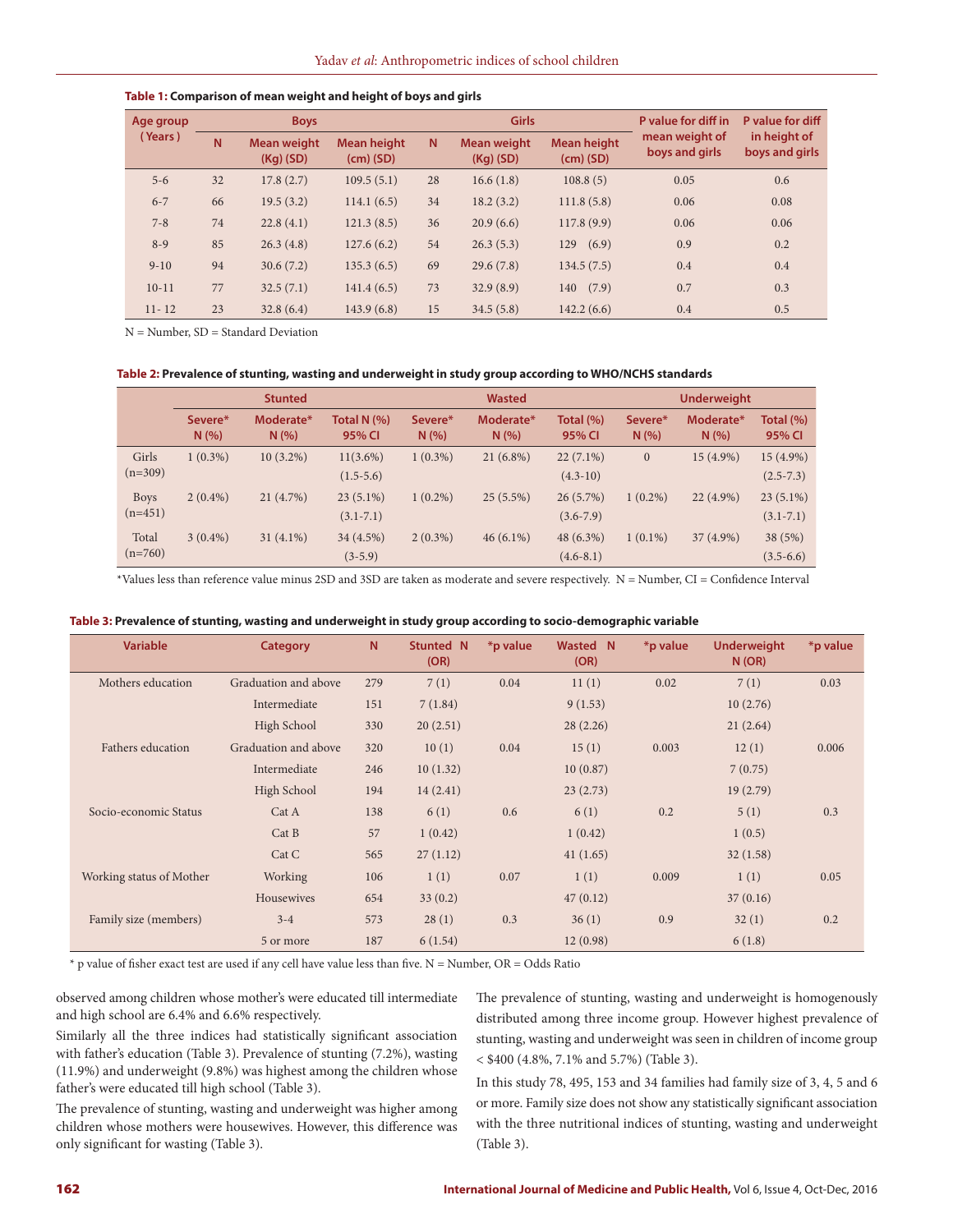**Table 1: Comparison of mean weight and height of boys and girls**

| Age group (Years) | Boys | | | Girls | | | P value for diff in mean weight of boys and girls | P value for diff in height of boys and girls |
|---|---|---|---|---|---|---|---|---|
| | N | Mean weight (Kg) (SD) | Mean height (cm) (SD) | N | Mean weight (Kg) (SD) | Mean height (cm) (SD) | | |
| 5-6 | 32 | 17.8 (2.7) | 109.5 (5.1) | 28 | 16.6 (1.8) | 108.8 (5) | 0.05 | 0.6 |
| 6-7 | 66 | 19.5 (3.2) | 114.1 (6.5) | 34 | 18.2 (3.2) | 111.8 (5.8) | 0.06 | 0.08 |
| 7-8 | 74 | 22.8 (4.1) | 121.3 (8.5) | 36 | 20.9 (6.6) | 117.8 (9.9) | 0.06 | 0.06 |
| 8-9 | 85 | 26.3 (4.8) | 127.6 (6.2) | 54 | 26.3 (5.3) | 129 (6.9) | 0.9 | 0.2 |
| 9-10 | 94 | 30.6 (7.2) | 135.3 (6.5) | 69 | 29.6 (7.8) | 134.5 (7.5) | 0.4 | 0.4 |
| 10-11 | 77 | 32.5 (7.1) | 141.4 (6.5) | 73 | 32.9 (8.9) | 140 (7.9) | 0.7 | 0.3 |
| 11- 12 | 23 | 32.8 (6.4) | 143.9 (6.8) | 15 | 34.5 (5.8) | 142.2 (6.6) | 0.4 | 0.5 |

N = Number, SD = Standard Deviation

**Table 2: Prevalence of stunting, wasting and underweight in study group according to WHO/NCHS standards**

| | Stunted | | | Wasted | | | Underweight | | |
|---|---|---|---|---|---|---|---|---|---|
| | Severe* N (%) | Moderate* N (%) | Total N (%) 95% CI | Severe* N (%) | Moderate* N (%) | Total (%) 95% CI | Severe* N (%) | Moderate* N (%) | Total (%) 95% CI |
| Girls (n=309) | 1 (0.3%) | 10 (3.2%) | 11(3.6%) (1.5-5.6) | 1 (0.3%) | 21 (6.8%) | 22 (7.1%) (4.3-10) | 0 | 15 (4.9%) | 15 (4.9%) (2.5-7.3) |
| Boys (n=451) | 2 (0.4%) | 21 (4.7%) | 23 (5.1%) (3.1-7.1) | 1 (0.2%) | 25 (5.5%) | 26 (5.7%) (3.6-7.9) | 1 (0.2%) | 22 (4.9%) | 23 (5.1%) (3.1-7.1) |
| Total (n=760) | 3 (0.4%) | 31 (4.1%) | 34 (4.5%) (3-5.9) | 2 (0.3%) | 46 (6.1%) | 48 (6.3%) (4.6-8.1) | 1 (0.1%) | 37 (4.9%) | 38 (5%) (3.5-6.6) |

*Values less than reference value minus 2SD and 3SD are taken as moderate and severe respectively. N = Number, CI = Confidence Interval

**Table 3: Prevalence of stunting, wasting and underweight in study group according to socio-demographic variable**

| Variable | Category | N | Stunted N (OR) | *p value | Wasted N (OR) | *p value | Underweight N (OR) | *p value |
|---|---|---|---|---|---|---|---|---|
| Mothers education | Graduation and above | 279 | 7 (1) | 0.04 | 11 (1) | 0.02 | 7 (1) | 0.03 |
| | Intermediate | 151 | 7 (1.84) | | 9 (1.53) | | 10 (2.76) | |
| | High School | 330 | 20 (2.51) | | 28 (2.26) | | 21 (2.64) | |
| Fathers education | Graduation and above | 320 | 10 (1) | 0.04 | 15 (1) | 0.003 | 12 (1) | 0.006 |
| | Intermediate | 246 | 10 (1.32) | | 10 (0.87) | | 7 (0.75) | |
| | High School | 194 | 14 (2.41) | | 23 (2.73) | | 19 (2.79) | |
| Socio-economic Status | Cat A | 138 | 6 (1) | 0.6 | 6 (1) | 0.2 | 5 (1) | 0.3 |
| | Cat B | 57 | 1 (0.42) | | 1 (0.42) | | 1 (0.5) | |
| | Cat C | 565 | 27 (1.12) | | 41 (1.65) | | 32 (1.58) | |
| Working status of Mother | Working | 106 | 1 (1) | 0.07 | 1 (1) | 0.009 | 1 (1) | 0.05 |
| | Housewives | 654 | 33 (0.2) | | 47 (0.12) | | 37 (0.16) | |
| Family size (members) | 3-4 | 573 | 28 (1) | 0.3 | 36 (1) | 0.9 | 32 (1) | 0.2 |
| | 5 or more | 187 | 6 (1.54) | | 12 (0.98) | | 6 (1.8) | |

* p value of fisher exact test are used if any cell have value less than five. N = Number, OR = Odds Ratio

observed among children whose mother's were educated till intermediate and high school are 6.4% and 6.6% respectively.

Similarly all the three indices had statistically significant association with father's education (Table 3). Prevalence of stunting (7.2%), wasting (11.9%) and underweight (9.8%) was highest among the children whose father's were educated till high school (Table 3).

The prevalence of stunting, wasting and underweight was higher among children whose mothers were housewives. However, this difference was only significant for wasting (Table 3).

The prevalence of stunting, wasting and underweight is homogenously distributed among three income group. However highest prevalence of stunting, wasting and underweight was seen in children of income group < $400 (4.8%, 7.1% and 5.7%) (Table 3).

In this study 78, 495, 153 and 34 families had family size of 3, 4, 5 and 6 or more. Family size does not show any statistically significant association with the three nutritional indices of stunting, wasting and underweight (Table 3).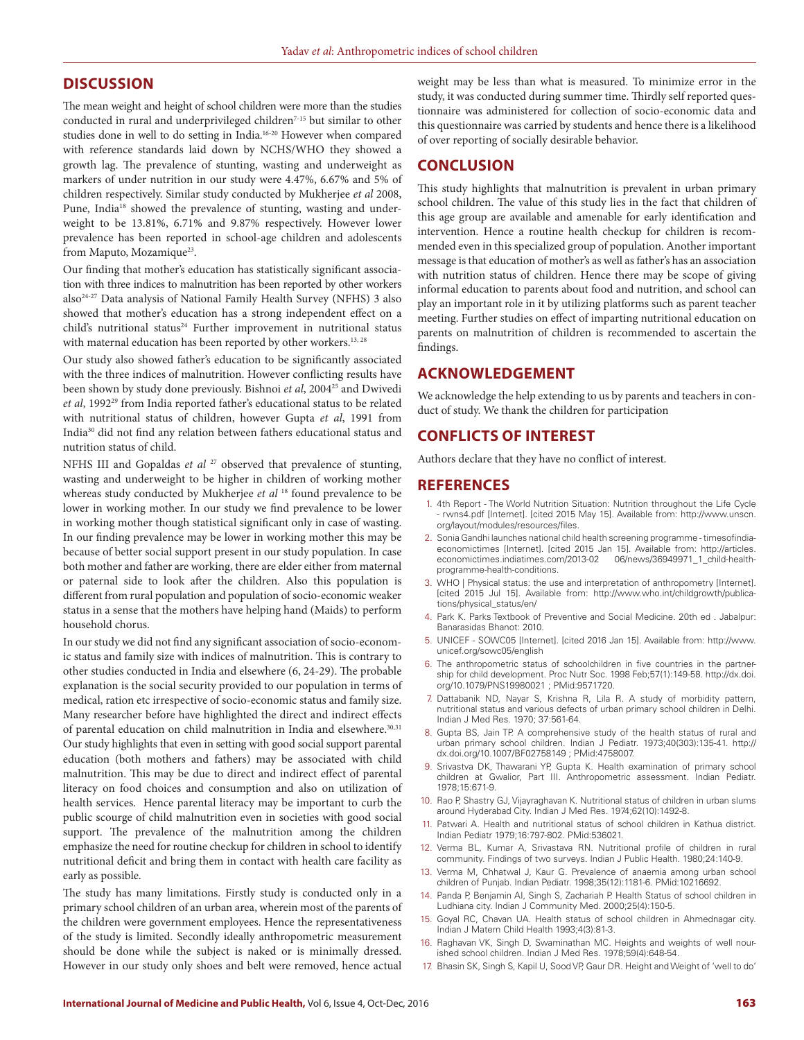## DISCUSSION

The mean weight and height of school children were more than the studies conducted in rural and underprivileged children[7-15] but similar to other studies done in well to do setting in India.[16-20] However when compared with reference standards laid down by NCHS/WHO they showed a growth lag. The prevalence of stunting, wasting and underweight as markers of under nutrition in our study were 4.47%, 6.67% and 5% of children respectively. Similar study conducted by Mukherjee *et al* 2008, Pune, India[18] showed the prevalence of stunting, wasting and underweight to be 13.81%, 6.71% and 9.87% respectively. However lower prevalence has been reported in school-age children and adolescents from Maputo, Mozamique[23].

Our finding that mother's education has statistically significant association with three indices to malnutrition has been reported by other workers also[24-27] Data analysis of National Family Health Survey (NFHS) 3 also showed that mother's education has a strong independent effect on a child's nutritional status[24] Further improvement in nutritional status with maternal education has been reported by other workers.[13, 28]

Our study also showed father's education to be significantly associated with the three indices of malnutrition. However conflicting results have been shown by study done previously. Bishnoi *et al*, 2004[25] and Dwivedi *et al*, 1992[29] from India reported father's educational status to be related with nutritional status of children, however Gupta *et al*, 1991 from India[30] did not find any relation between fathers educational status and nutrition status of child.

NFHS III and Gopaldas *et al* [27] observed that prevalence of stunting, wasting and underweight to be higher in children of working mother whereas study conducted by Mukherjee *et al* [18] found prevalence to be lower in working mother. In our study we find prevalence to be lower in working mother though statistical significant only in case of wasting. In our finding prevalence may be lower in working mother this may be because of better social support present in our study population. In case both mother and father are working, there are elder either from maternal or paternal side to look after the children. Also this population is different from rural population and population of socio-economic weaker status in a sense that the mothers have helping hand (Maids) to perform household chorus.

In our study we did not find any significant association of socio-economic status and family size with indices of malnutrition. This is contrary to other studies conducted in India and elsewhere (6, 24-29). The probable explanation is the social security provided to our population in terms of medical, ration etc irrespective of socio-economic status and family size. Many researcher before have highlighted the direct and indirect effects of parental education on child malnutrition in India and elsewhere.[30,31] Our study highlights that even in setting with good social support parental education (both mothers and fathers) may be associated with child malnutrition. This may be due to direct and indirect effect of parental literacy on food choices and consumption and also on utilization of health services. Hence parental literacy may be important to curb the public scourge of child malnutrition even in societies with good social support. The prevalence of the malnutrition among the children emphasize the need for routine checkup for children in school to identify nutritional deficit and bring them in contact with health care facility as early as possible.

The study has many limitations. Firstly study is conducted only in a primary school children of an urban area, wherein most of the parents of the children were government employees. Hence the representativeness of the study is limited. Secondly ideally anthropometric measurement should be done while the subject is naked or is minimally dressed. However in our study only shoes and belt were removed, hence actual weight may be less than what is measured. To minimize error in the study, it was conducted during summer time. Thirdly self reported questionnaire was administered for collection of socio-economic data and this questionnaire was carried by students and hence there is a likelihood of over reporting of socially desirable behavior.

## CONCLUSION

This study highlights that malnutrition is prevalent in urban primary school children. The value of this study lies in the fact that children of this age group are available and amenable for early identification and intervention. Hence a routine health checkup for children is recommended even in this specialized group of population. Another important message is that education of mother's as well as father's has an association with nutrition status of children. Hence there may be scope of giving informal education to parents about food and nutrition, and school can play an important role in it by utilizing platforms such as parent teacher meeting. Further studies on effect of imparting nutritional education on parents on malnutrition of children is recommended to ascertain the findings.

## ACKNOWLEDGEMENT

We acknowledge the help extending to us by parents and teachers in conduct of study. We thank the children for participation

## CONFLICTS OF INTEREST

Authors declare that they have no conflict of interest.

## REFERENCES

1. 4th Report - The World Nutrition Situation: Nutrition throughout the Life Cycle - rwns4.pdf [Internet]. [cited 2015 May 15]. Available from: http://www.unscn.org/layout/modules/resources/files.
2. Sonia Gandhi launches national child health screening programme - timesofindia-economictimes [Internet]. [cited 2015 Jan 15]. Available from: http://articles.economictimes.indiatimes.com/2013-02 06/news/36949971_1_child-health-programme-health-conditions.
3. WHO | Physical status: the use and interpretation of anthropometry [Internet]. [cited 2015 Jul 15]. Available from: http://www.who.int/childgrowth/publications/physical_status/en/
4. Park K. Parks Textbook of Preventive and Social Medicine. 20th ed . Jabalpur: Banarasidas Bhanot: 2010.
5. UNICEF - SOWC05 [Internet]. [cited 2016 Jan 15]. Available from: http://www.unicef.org/sowc05/english
6. The anthropometric status of schoolchildren in five countries in the partnership for child development. Proc Nutr Soc. 1998 Feb;57(1):149-58. http://dx.doi.org/10.1079/PNS19980021 ; PMid:9571720.
7. Dattabanik ND, Nayar S, Krishna R, Lila R. A study of morbidity pattern, nutritional status and various defects of urban primary school children in Delhi. Indian J Med Res. 1970; 37:561-64.
8. Gupta BS, Jain TP. A comprehensive study of the health status of rural and urban primary school children. Indian J Pediatr. 1973;40(303):135-41. http://dx.doi.org/10.1007/BF02758149 ; PMid:4758007.
9. Srivastva DK, Thawarani YP, Gupta K. Health examination of primary school children at Gwalior, Part III. Anthropometric assessment. Indian Pediatr. 1978;15:671-9.
10. Rao P, Shastry GJ, Vijayraghavan K. Nutritional status of children in urban slums around Hyderabad City. Indian J Med Res. 1974;62(10):1492-8.
11. Patwari A. Health and nutritional status of school children in Kathua district. Indian Pediatr 1979;16:797-802. PMid:536021.
12. Verma BL, Kumar A, Srivastava RN. Nutritional profile of children in rural community. Findings of two surveys. Indian J Public Health. 1980;24:140-9.
13. Verma M, Chhatwal J, Kaur G. Prevalence of anaemia among urban school children of Punjab. Indian Pediatr. 1998;35(12):1181-6. PMid:10216692.
14. Panda P, Benjamin AI, Singh S, Zachariah P. Health Status of school children in Ludhiana city. Indian J Community Med. 2000;25(4):150-5.
15. Goyal RC, Chavan UA. Health status of school children in Ahmednagar city. Indian J Matern Child Health 1993;4(3):81-3.
16. Raghavan VK, Singh D, Swaminathan MC. Heights and weights of well nourished school children. Indian J Med Res. 1978;59(4):648-54.
17. Bhasin SK, Singh S, Kapil U, Sood VP, Gaur DR. Height and Weight of 'well to do'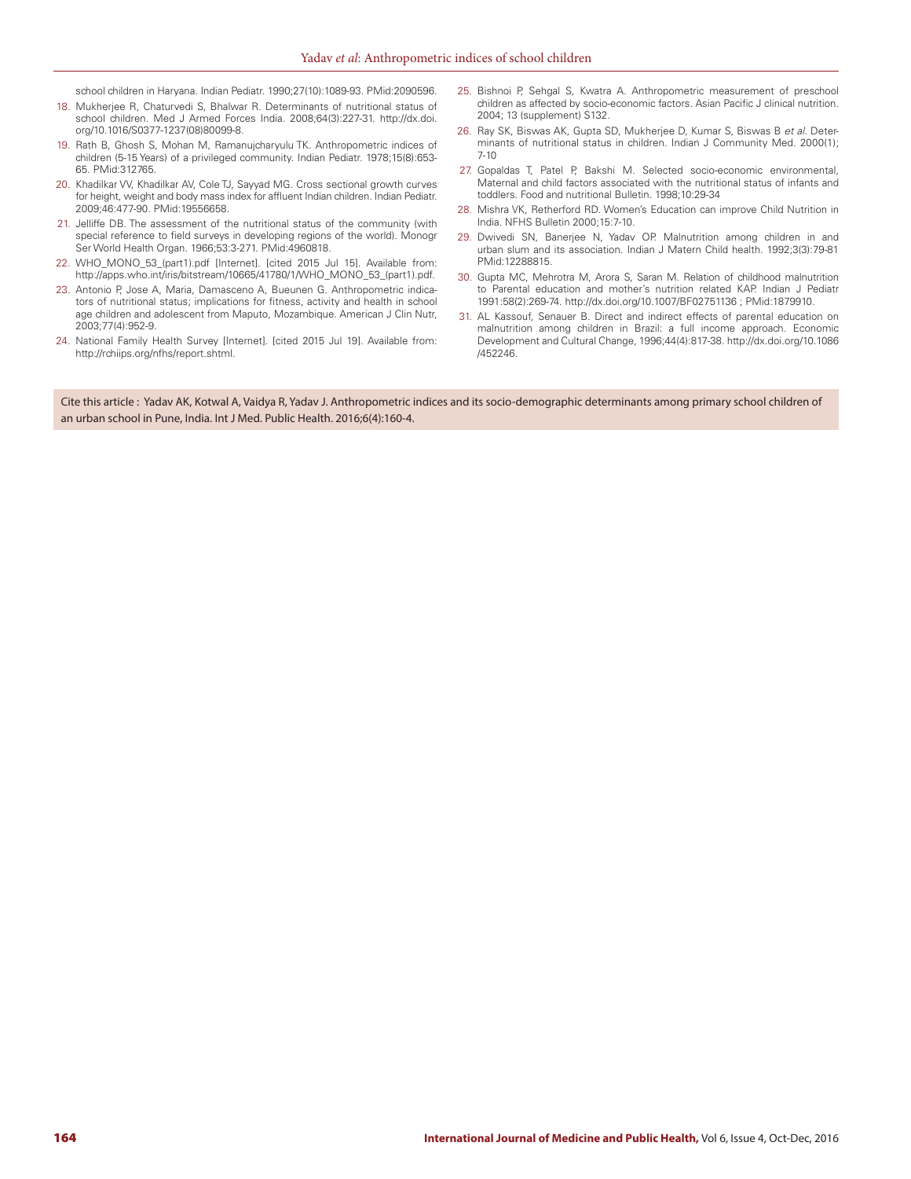school children in Haryana. Indian Pediatr. 1990;27(10):1089-93. PMid:2090596.

18. Mukherjee R, Chaturvedi S, Bhalwar R. Determinants of nutritional status of school children. Med J Armed Forces India. 2008;64(3):227-31. http://dx.doi.org/10.1016/S0377-1237(08)80099-8.
19. Rath B, Ghosh S, Mohan M, Ramanujcharyulu TK. Anthropometric indices of children (5-15 Years) of a privileged community. Indian Pediatr. 1978;15(8):653-65. PMid:312765.
20. Khadilkar VV, Khadilkar AV, Cole TJ, Sayyad MG. Cross sectional growth curves for height, weight and body mass index for affluent Indian children. Indian Pediatr. 2009;46:477-90. PMid:19556658.
21. Jelliffe DB. The assessment of the nutritional status of the community (with special reference to field surveys in developing regions of the world). Monogr Ser World Health Organ. 1966;53:3-271. PMid:4960818.
22. WHO_MONO_53_(part1).pdf [Internet]. [cited 2015 Jul 15]. Available from: http://apps.who.int/iris/bitstream/10665/41780/1/WHO_MONO_53_(part1).pdf.
23. Antonio P, Jose A, Maria, Damasceno A, Bueunen G. Anthropometric indicators of nutritional status; implications for fitness, activity and health in school age children and adolescent from Maputo, Mozambique. American J Clin Nutr, 2003;77(4):952-9.
24. National Family Health Survey [Internet]. [cited 2015 Jul 19]. Available from: http://rchiips.org/nfhs/report.shtml.
25. Bishnoi P, Sehgal S, Kwatra A. Anthropometric measurement of preschool children as affected by socio-economic factors. Asian Pacific J clinical nutrition. 2004; 13 (supplement) S132.
26. Ray SK, Biswas AK, Gupta SD, Mukherjee D, Kumar S, Biswas B *et al.* Determinants of nutritional status in children. Indian J Community Med. 2000(1); 7-10
27. Gopaldas T, Patel P, Bakshi M. Selected socio-economic environmental, Maternal and child factors associated with the nutritional status of infants and toddlers. Food and nutritional Bulletin. 1998;10:29-34
28. Mishra VK, Retherford RD. Women's Education can improve Child Nutrition in India. NFHS Bulletin 2000;15:7-10.
29. Dwivedi SN, Banerjee N, Yadav OP. Malnutrition among children in and urban slum and its association. Indian J Matern Child health. 1992;3(3):79-81 PMid:12288815.
30. Gupta MC, Mehrotra M, Arora S, Saran M. Relation of childhood malnutrition to Parental education and mother's nutrition related KAP. Indian J Pediatr 1991:58(2):269-74. http://dx.doi.org/10.1007/BF02751136 ; PMid:1879910.
31. AL Kassouf, Senauer B. Direct and indirect effects of parental education on malnutrition among children in Brazil: a full income approach. Economic Development and Cultural Change, 1996;44(4):817-38. http://dx.doi.org/10.1086/452246.

Cite this article : Yadav AK, Kotwal A, Vaidya R, Yadav J. Anthropometric indices and its socio-demographic determinants among primary school children of an urban school in Pune, India. Int J Med. Public Health. 2016;6(4):160-4.